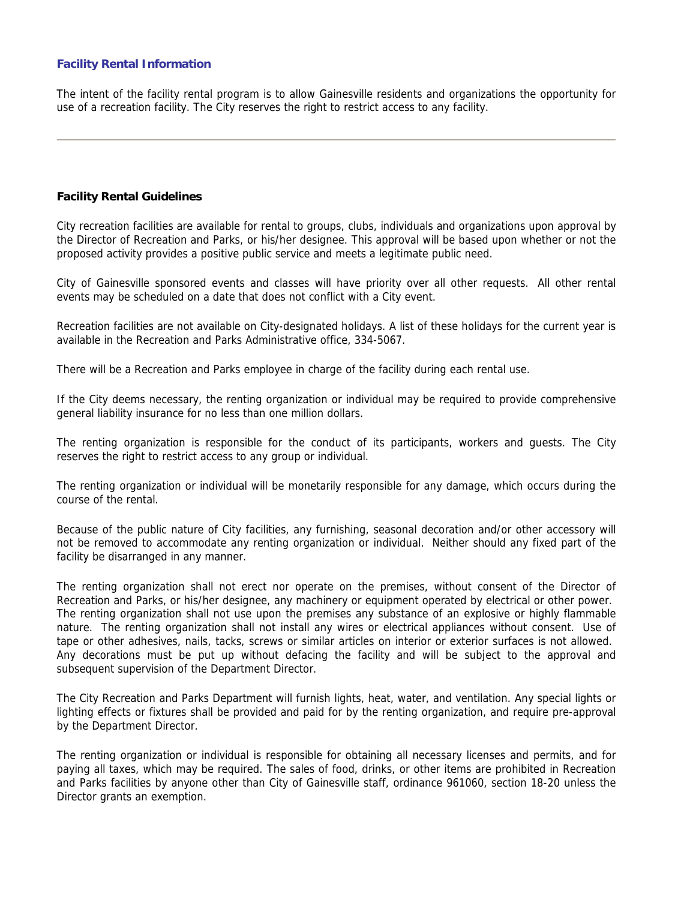## Facility Rental Information

The intent of the facility rental program is to allow Gainesville residents and organizations the opportunity for use of a recreation facility. The City reserves the right to restrict access to any facility.

---

### Facility Rental Guidelines

City recreation facilities are available for rental to groups, clubs, individuals and organizations upon approval by the Director of Recreation and Parks, or his/her designee. This approval will be based upon whether or not the proposed activity provides a positive public service and meets a legitimate public need.

City of Gainesville sponsored events and classes will have priority over all other requests. All other rental events may be scheduled on a date that does not conflict with a City event.

Recreation facilities are not available on City-designated holidays. A list of these holidays for the current year is available in the Recreation and Parks Administrative office, 334-5067.

There will be a Recreation and Parks employee in charge of the facility during each rental use.

If the City deems necessary, the renting organization or individual may be required to provide comprehensive general liability insurance for no less than one million dollars.

The renting organization is responsible for the conduct of its participants, workers and guests. The City reserves the right to restrict access to any group or individual.

The renting organization or individual will be monetarily responsible for any damage, which occurs during the course of the rental.

Because of the public nature of City facilities, any furnishing, seasonal decoration and/or other accessory will not be removed to accommodate any renting organization or individual. Neither should any fixed part of the facility be disarranged in any manner.

The renting organization shall not erect nor operate on the premises, without consent of the Director of Recreation and Parks, or his/her designee, any machinery or equipment operated by electrical or other power. The renting organization shall not use upon the premises any substance of an explosive or highly flammable nature. The renting organization shall not install any wires or electrical appliances without consent. Use of tape or other adhesives, nails, tacks, screws or similar articles on interior or exterior surfaces is not allowed. Any decorations must be put up without defacing the facility and will be subject to the approval and subsequent supervision of the Department Director.

The City Recreation and Parks Department will furnish lights, heat, water, and ventilation. Any special lights or lighting effects or fixtures shall be provided and paid for by the renting organization, and require pre-approval by the Department Director.

The renting organization or individual is responsible for obtaining all necessary licenses and permits, and for paying all taxes, which may be required. The sales of food, drinks, or other items are prohibited in Recreation and Parks facilities by anyone other than City of Gainesville staff, ordinance 961060, section 18-20 unless the Director grants an exemption.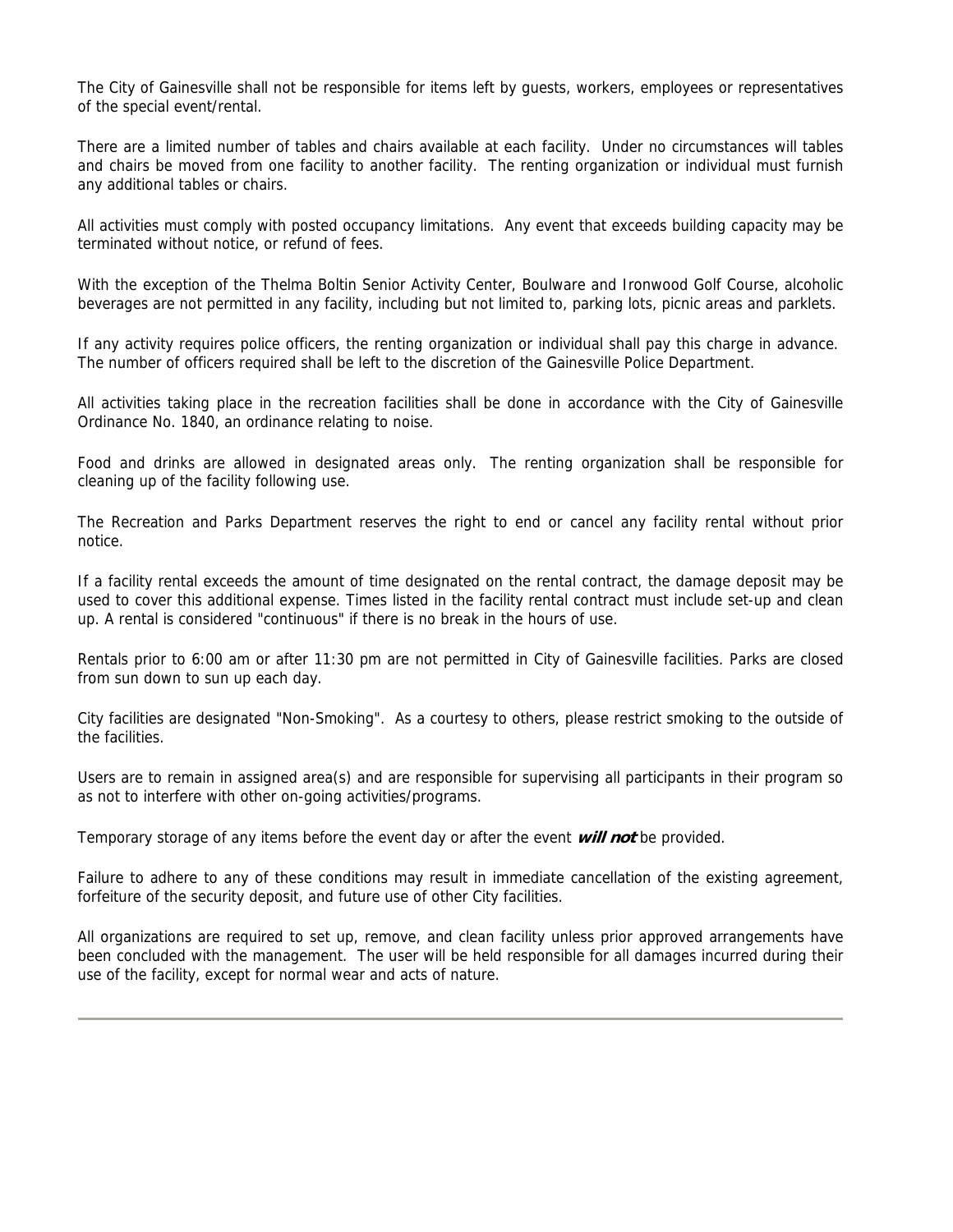The City of Gainesville shall not be responsible for items left by guests, workers, employees or representatives of the special event/rental.

There are a limited number of tables and chairs available at each facility. Under no circumstances will tables and chairs be moved from one facility to another facility. The renting organization or individual must furnish any additional tables or chairs.

All activities must comply with posted occupancy limitations. Any event that exceeds building capacity may be terminated without notice, or refund of fees.

With the exception of the Thelma Boltin Senior Activity Center, Boulware and Ironwood Golf Course, alcoholic beverages are not permitted in any facility, including but not limited to, parking lots, picnic areas and parklets.

If any activity requires police officers, the renting organization or individual shall pay this charge in advance. The number of officers required shall be left to the discretion of the Gainesville Police Department.

All activities taking place in the recreation facilities shall be done in accordance with the City of Gainesville Ordinance No. 1840, an ordinance relating to noise.

Food and drinks are allowed in designated areas only. The renting organization shall be responsible for cleaning up of the facility following use.

The Recreation and Parks Department reserves the right to end or cancel any facility rental without prior notice.

If a facility rental exceeds the amount of time designated on the rental contract, the damage deposit may be used to cover this additional expense. Times listed in the facility rental contract must include set-up and clean up. A rental is considered "continuous" if there is no break in the hours of use.

Rentals prior to 6:00 am or after 11:30 pm are not permitted in City of Gainesville facilities. Parks are closed from sun down to sun up each day.

City facilities are designated "Non-Smoking". As a courtesy to others, please restrict smoking to the outside of the facilities.

Users are to remain in assigned area(s) and are responsible for supervising all participants in their program so as not to interfere with other on-going activities/programs.

Temporary storage of any items before the event day or after the event ***will not*** be provided.

Failure to adhere to any of these conditions may result in immediate cancellation of the existing agreement, forfeiture of the security deposit, and future use of other City facilities.

All organizations are required to set up, remove, and clean facility unless prior approved arrangements have been concluded with the management. The user will be held responsible for all damages incurred during their use of the facility, except for normal wear and acts of nature.

---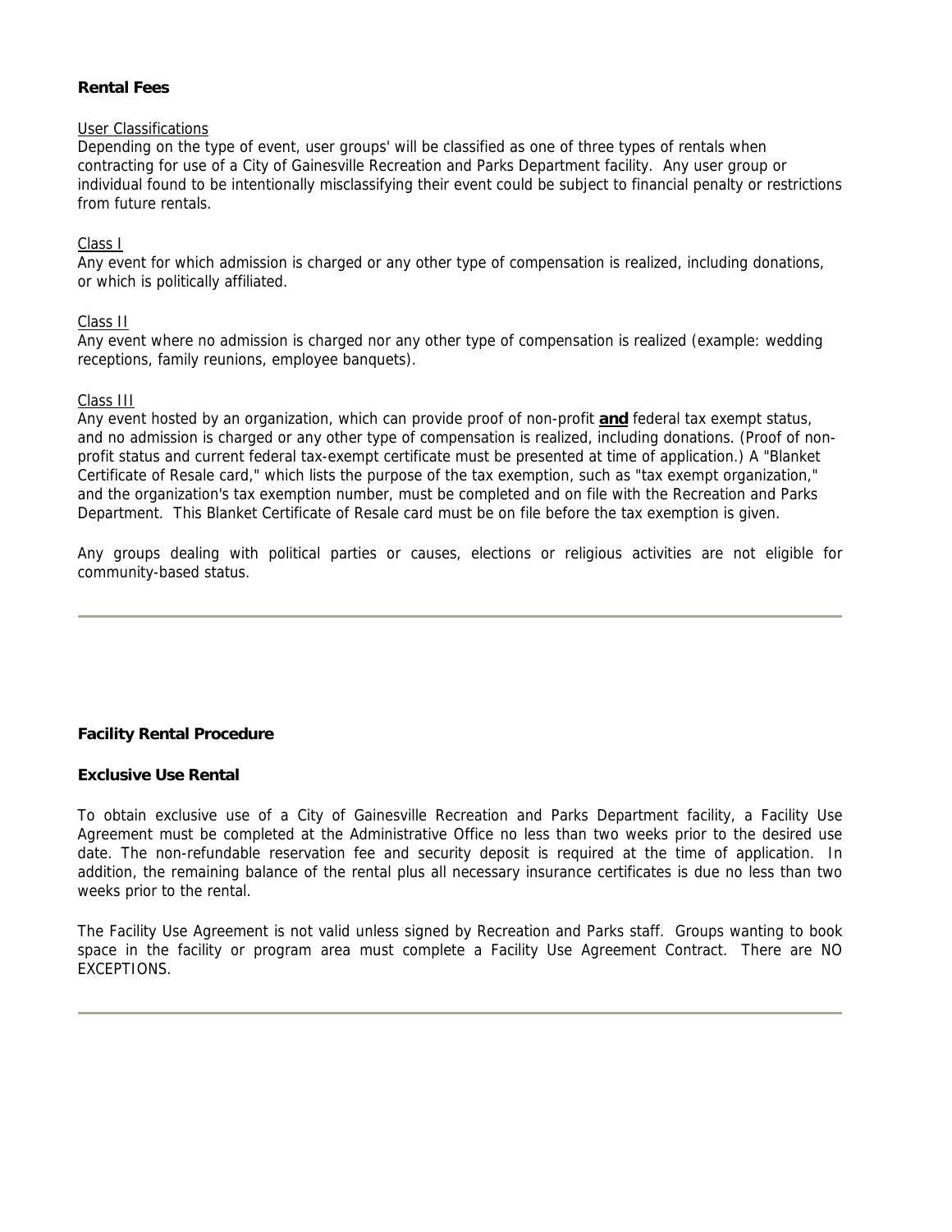**Rental Fees**

User Classifications

Depending on the type of event, user groups' will be classified as one of three types of rentals when contracting for use of a City of Gainesville Recreation and Parks Department facility. Any user group or individual found to be intentionally misclassifying their event could be subject to financial penalty or restrictions from future rentals.

Class I

Any event for which admission is charged or any other type of compensation is realized, including donations, or which is politically affiliated.

Class II

Any event where no admission is charged nor any other type of compensation is realized (example: wedding receptions, family reunions, employee banquets).

Class III

Any event hosted by an organization, which can provide proof of non-profit **and** federal tax exempt status, and no admission is charged or any other type of compensation is realized, including donations. (Proof of non-profit status and current federal tax-exempt certificate must be presented at time of application.) A "Blanket Certificate of Resale card," which lists the purpose of the tax exemption, such as "tax exempt organization," and the organization's tax exemption number, must be completed and on file with the Recreation and Parks Department. This Blanket Certificate of Resale card must be on file before the tax exemption is given.

Any groups dealing with political parties or causes, elections or religious activities are not eligible for community-based status.

---

**Facility Rental Procedure**

**Exclusive Use Rental**

To obtain exclusive use of a City of Gainesville Recreation and Parks Department facility, a Facility Use Agreement must be completed at the Administrative Office no less than two weeks prior to the desired use date. The non-refundable reservation fee and security deposit is required at the time of application. In addition, the remaining balance of the rental plus all necessary insurance certificates is due no less than two weeks prior to the rental.

The Facility Use Agreement is not valid unless signed by Recreation and Parks staff. Groups wanting to book space in the facility or program area must complete a Facility Use Agreement Contract. There are NO EXCEPTIONS.

---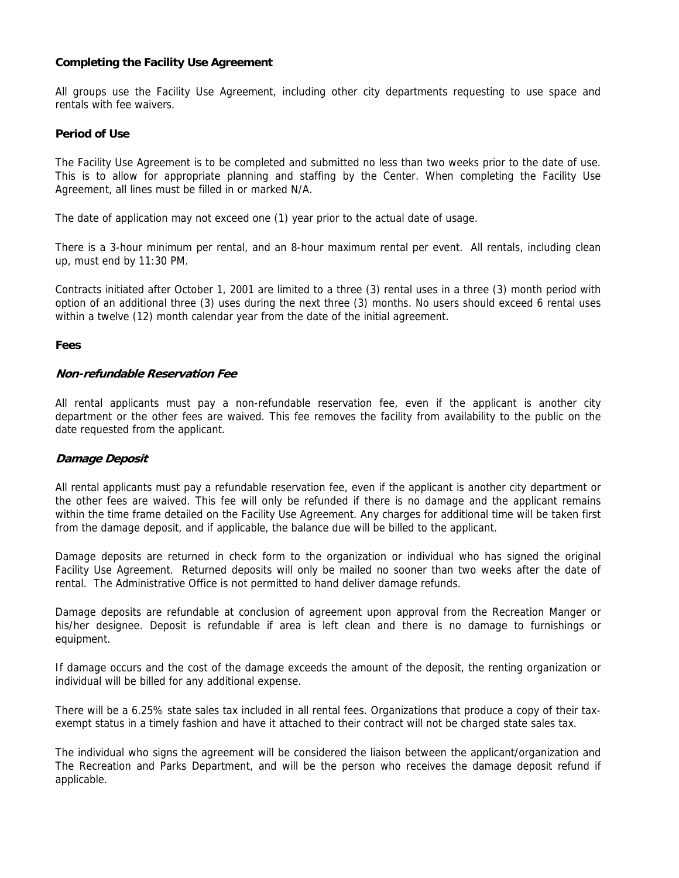## Completing the Facility Use Agreement

All groups use the Facility Use Agreement, including other city departments requesting to use space and rentals with fee waivers.

### Period of Use

The Facility Use Agreement is to be completed and submitted no less than two weeks prior to the date of use. This is to allow for appropriate planning and staffing by the Center. When completing the Facility Use Agreement, all lines must be filled in or marked N/A.

The date of application may not exceed one (1) year prior to the actual date of usage.

There is a 3-hour minimum per rental, and an 8-hour maximum rental per event. All rentals, including clean up, must end by 11:30 PM.

Contracts initiated after October 1, 2001 are limited to a three (3) rental uses in a three (3) month period with option of an additional three (3) uses during the next three (3) months. No users should exceed 6 rental uses within a twelve (12) month calendar year from the date of the initial agreement.

### Fees

#### *Non-refundable Reservation Fee*

All rental applicants must pay a non-refundable reservation fee, even if the applicant is another city department or the other fees are waived. This fee removes the facility from availability to the public on the date requested from the applicant.

#### *Damage Deposit*

All rental applicants must pay a refundable reservation fee, even if the applicant is another city department or the other fees are waived. This fee will only be refunded if there is no damage and the applicant remains within the time frame detailed on the Facility Use Agreement. Any charges for additional time will be taken first from the damage deposit, and if applicable, the balance due will be billed to the applicant.

Damage deposits are returned in check form to the organization or individual who has signed the original Facility Use Agreement. Returned deposits will only be mailed no sooner than two weeks after the date of rental. The Administrative Office is not permitted to hand deliver damage refunds.

Damage deposits are refundable at conclusion of agreement upon approval from the Recreation Manger or his/her designee. Deposit is refundable if area is left clean and there is no damage to furnishings or equipment.

If damage occurs and the cost of the damage exceeds the amount of the deposit, the renting organization or individual will be billed for any additional expense.

There will be a 6.25% state sales tax included in all rental fees. Organizations that produce a copy of their tax-exempt status in a timely fashion and have it attached to their contract will not be charged state sales tax.

The individual who signs the agreement will be considered the liaison between the applicant/organization and The Recreation and Parks Department, and will be the person who receives the damage deposit refund if applicable.